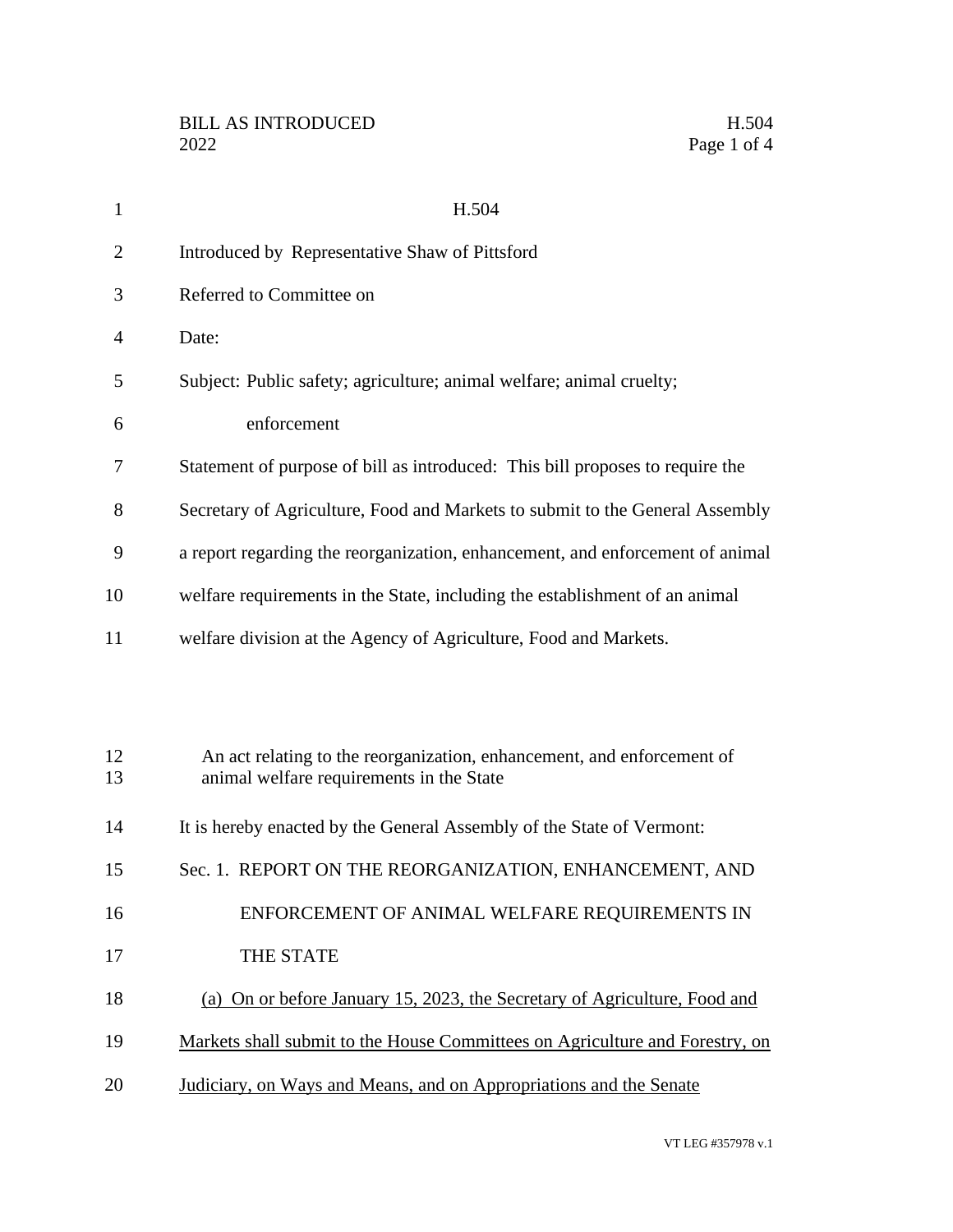# H.504

Introduced by Representative Shaw of Pittsford

Referred to Committee on

Date:

Subject: Public safety; agriculture; animal welfare; animal cruelty; enforcement

Statement of purpose of bill as introduced: This bill proposes to require the Secretary of Agriculture, Food and Markets to submit to the General Assembly a report regarding the reorganization, enhancement, and enforcement of animal welfare requirements in the State, including the establishment of an animal welfare division at the Agency of Agriculture, Food and Markets.

An act relating to the reorganization, enhancement, and enforcement of animal welfare requirements in the State

It is hereby enacted by the General Assembly of the State of Vermont:

Sec. 1. REPORT ON THE REORGANIZATION, ENHANCEMENT, AND ENFORCEMENT OF ANIMAL WELFARE REQUIREMENTS IN THE STATE

(a) On or before January 15, 2023, the Secretary of Agriculture, Food and Markets shall submit to the House Committees on Agriculture and Forestry, on Judiciary, on Ways and Means, and on Appropriations and the Senate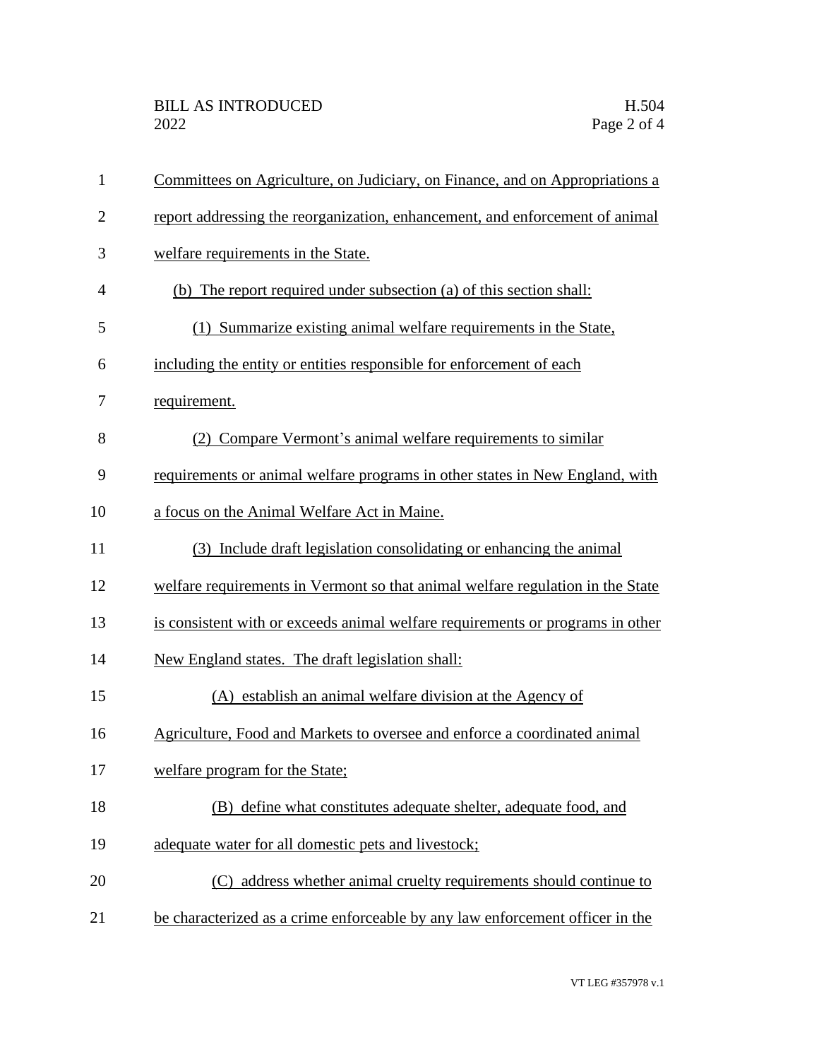Committees on Agriculture, on Judiciary, on Finance, and on Appropriations a report addressing the reorganization, enhancement, and enforcement of animal welfare requirements in the State.

(b) The report required under subsection (a) of this section shall:

(1) Summarize existing animal welfare requirements in the State, including the entity or entities responsible for enforcement of each requirement.

(2) Compare Vermont's animal welfare requirements to similar requirements or animal welfare programs in other states in New England, with a focus on the Animal Welfare Act in Maine.

(3) Include draft legislation consolidating or enhancing the animal welfare requirements in Vermont so that animal welfare regulation in the State is consistent with or exceeds animal welfare requirements or programs in other New England states. The draft legislation shall:

(A) establish an animal welfare division at the Agency of Agriculture, Food and Markets to oversee and enforce a coordinated animal welfare program for the State;

(B) define what constitutes adequate shelter, adequate food, and adequate water for all domestic pets and livestock;

(C) address whether animal cruelty requirements should continue to be characterized as a crime enforceable by any law enforcement officer in the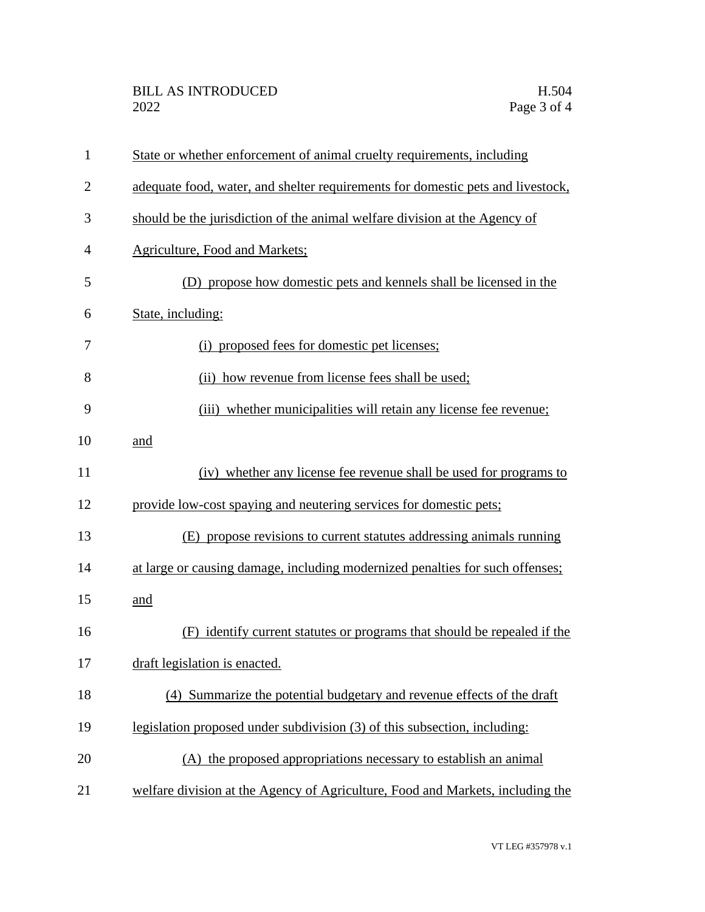State or whether enforcement of animal cruelty requirements, including adequate food, water, and shelter requirements for domestic pets and livestock, should be the jurisdiction of the animal welfare division at the Agency of Agriculture, Food and Markets;

(D) propose how domestic pets and kennels shall be licensed in the State, including:

(i) proposed fees for domestic pet licenses;

(ii) how revenue from license fees shall be used;

(iii) whether municipalities will retain any license fee revenue; and

(iv) whether any license fee revenue shall be used for programs to provide low-cost spaying and neutering services for domestic pets;

(E) propose revisions to current statutes addressing animals running at large or causing damage, including modernized penalties for such offenses; and

(F) identify current statutes or programs that should be repealed if the draft legislation is enacted.

(4) Summarize the potential budgetary and revenue effects of the draft legislation proposed under subdivision (3) of this subsection, including:

(A) the proposed appropriations necessary to establish an animal welfare division at the Agency of Agriculture, Food and Markets, including the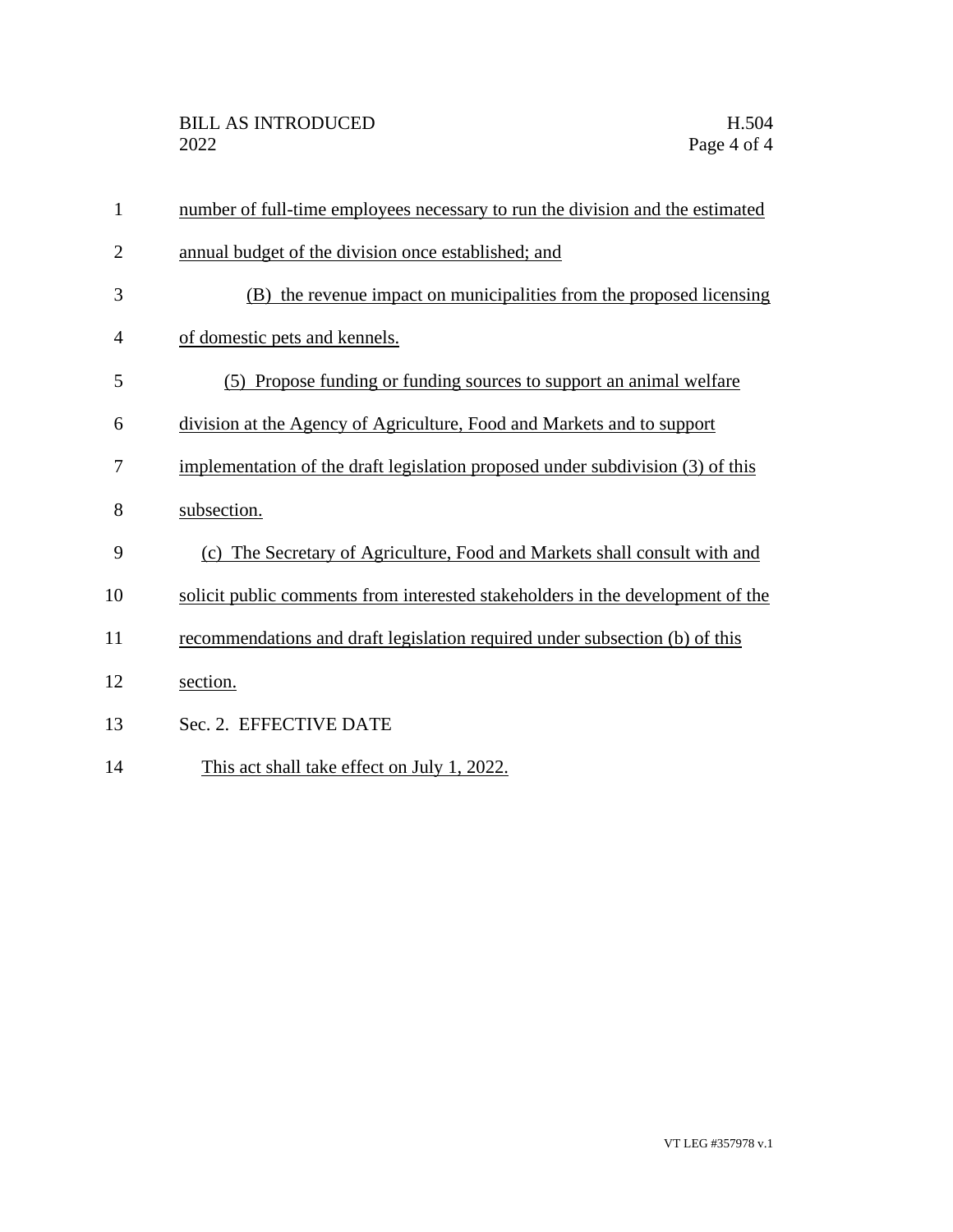number of full-time employees necessary to run the division and the estimated annual budget of the division once established; and

(B) the revenue impact on municipalities from the proposed licensing of domestic pets and kennels.

(5) Propose funding or funding sources to support an animal welfare division at the Agency of Agriculture, Food and Markets and to support implementation of the draft legislation proposed under subdivision (3) of this subsection.

(c) The Secretary of Agriculture, Food and Markets shall consult with and solicit public comments from interested stakeholders in the development of the recommendations and draft legislation required under subsection (b) of this section.

Sec. 2. EFFECTIVE DATE

This act shall take effect on July 1, 2022.